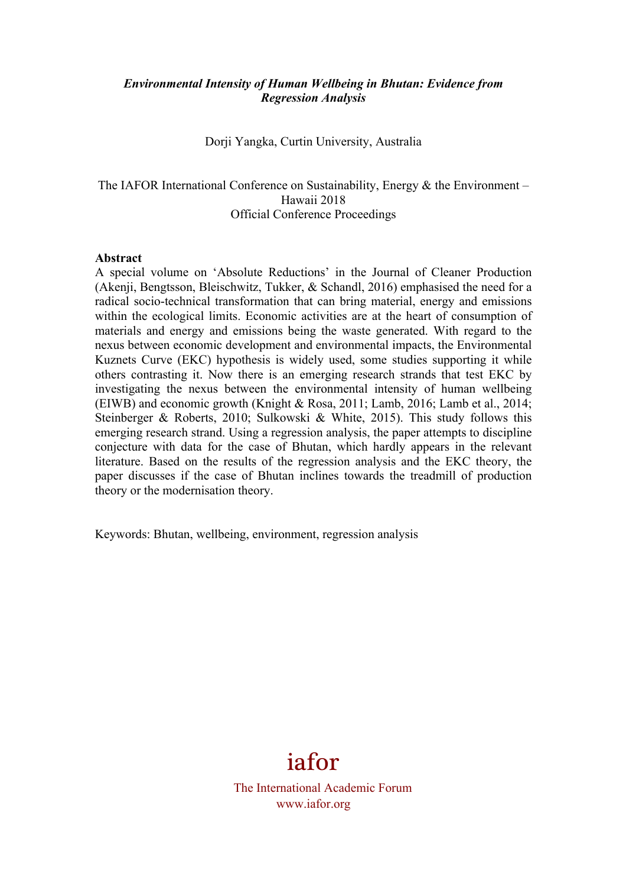***Environmental Intensity of Human Wellbeing in Bhutan: Evidence from Regression Analysis***

Dorji Yangka, Curtin University, Australia

The IAFOR International Conference on Sustainability, Energy & the Environment – Hawaii 2018
Official Conference Proceedings

**Abstract**

A special volume on 'Absolute Reductions' in the Journal of Cleaner Production (Akenji, Bengtsson, Bleischwitz, Tukker, & Schandl, 2016) emphasised the need for a radical socio-technical transformation that can bring material, energy and emissions within the ecological limits. Economic activities are at the heart of consumption of materials and energy and emissions being the waste generated. With regard to the nexus between economic development and environmental impacts, the Environmental Kuznets Curve (EKC) hypothesis is widely used, some studies supporting it while others contrasting it. Now there is an emerging research strands that test EKC by investigating the nexus between the environmental intensity of human wellbeing (EIWB) and economic growth (Knight & Rosa, 2011; Lamb, 2016; Lamb et al., 2014; Steinberger & Roberts, 2010; Sulkowski & White, 2015). This study follows this emerging research strand. Using a regression analysis, the paper attempts to discipline conjecture with data for the case of Bhutan, which hardly appears in the relevant literature. Based on the results of the regression analysis and the EKC theory, the paper discusses if the case of Bhutan inclines towards the treadmill of production theory or the modernisation theory.

Keywords: Bhutan, wellbeing, environment, regression analysis

iafor

The International Academic Forum
www.iafor.org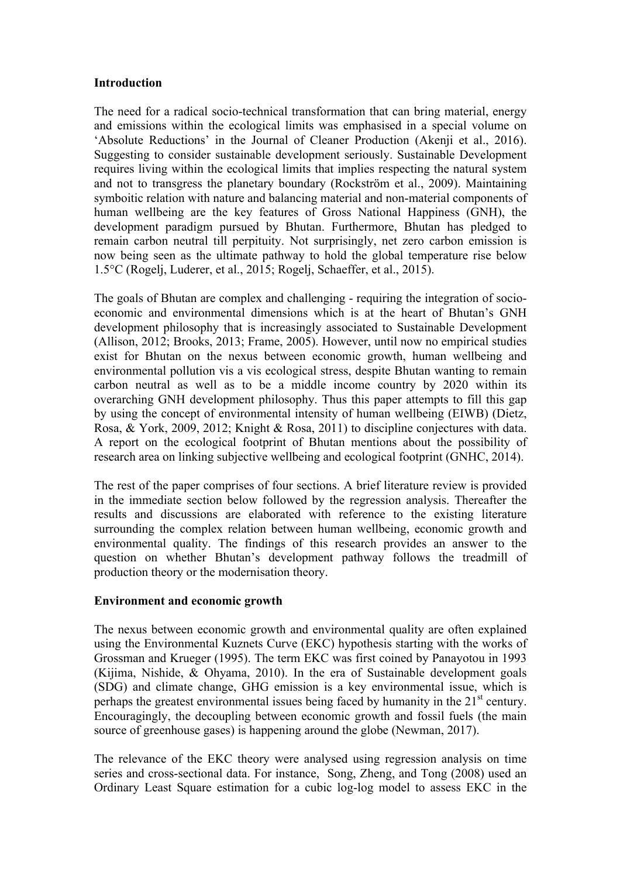## Introduction

The need for a radical socio-technical transformation that can bring material, energy and emissions within the ecological limits was emphasised in a special volume on 'Absolute Reductions' in the Journal of Cleaner Production (Akenji et al., 2016). Suggesting to consider sustainable development seriously. Sustainable Development requires living within the ecological limits that implies respecting the natural system and not to transgress the planetary boundary (Rockström et al., 2009). Maintaining symboitic relation with nature and balancing material and non-material components of human wellbeing are the key features of Gross National Happiness (GNH), the development paradigm pursued by Bhutan. Furthermore, Bhutan has pledged to remain carbon neutral till perpituity. Not surprisingly, net zero carbon emission is now being seen as the ultimate pathway to hold the global temperature rise below 1.5°C (Rogelj, Luderer, et al., 2015; Rogelj, Schaeffer, et al., 2015).

The goals of Bhutan are complex and challenging - requiring the integration of socio-economic and environmental dimensions which is at the heart of Bhutan's GNH development philosophy that is increasingly associated to Sustainable Development (Allison, 2012; Brooks, 2013; Frame, 2005). However, until now no empirical studies exist for Bhutan on the nexus between economic growth, human wellbeing and environmental pollution vis a vis ecological stress, despite Bhutan wanting to remain carbon neutral as well as to be a middle income country by 2020 within its overarching GNH development philosophy. Thus this paper attempts to fill this gap by using the concept of environmental intensity of human wellbeing (EIWB) (Dietz, Rosa, & York, 2009, 2012; Knight & Rosa, 2011) to discipline conjectures with data. A report on the ecological footprint of Bhutan mentions about the possibility of research area on linking subjective wellbeing and ecological footprint (GNHC, 2014).

The rest of the paper comprises of four sections. A brief literature review is provided in the immediate section below followed by the regression analysis. Thereafter the results and discussions are elaborated with reference to the existing literature surrounding the complex relation between human wellbeing, economic growth and environmental quality. The findings of this research provides an answer to the question on whether Bhutan's development pathway follows the treadmill of production theory or the modernisation theory.

## Environment and economic growth

The nexus between economic growth and environmental quality are often explained using the Environmental Kuznets Curve (EKC) hypothesis starting with the works of Grossman and Krueger (1995). The term EKC was first coined by Panayotou in 1993 (Kijima, Nishide, & Ohyama, 2010). In the era of Sustainable development goals (SDG) and climate change, GHG emission is a key environmental issue, which is perhaps the greatest environmental issues being faced by humanity in the 21st century. Encouragingly, the decoupling between economic growth and fossil fuels (the main source of greenhouse gases) is happening around the globe (Newman, 2017).

The relevance of the EKC theory were analysed using regression analysis on time series and cross-sectional data. For instance, Song, Zheng, and Tong (2008) used an Ordinary Least Square estimation for a cubic log-log model to assess EKC in the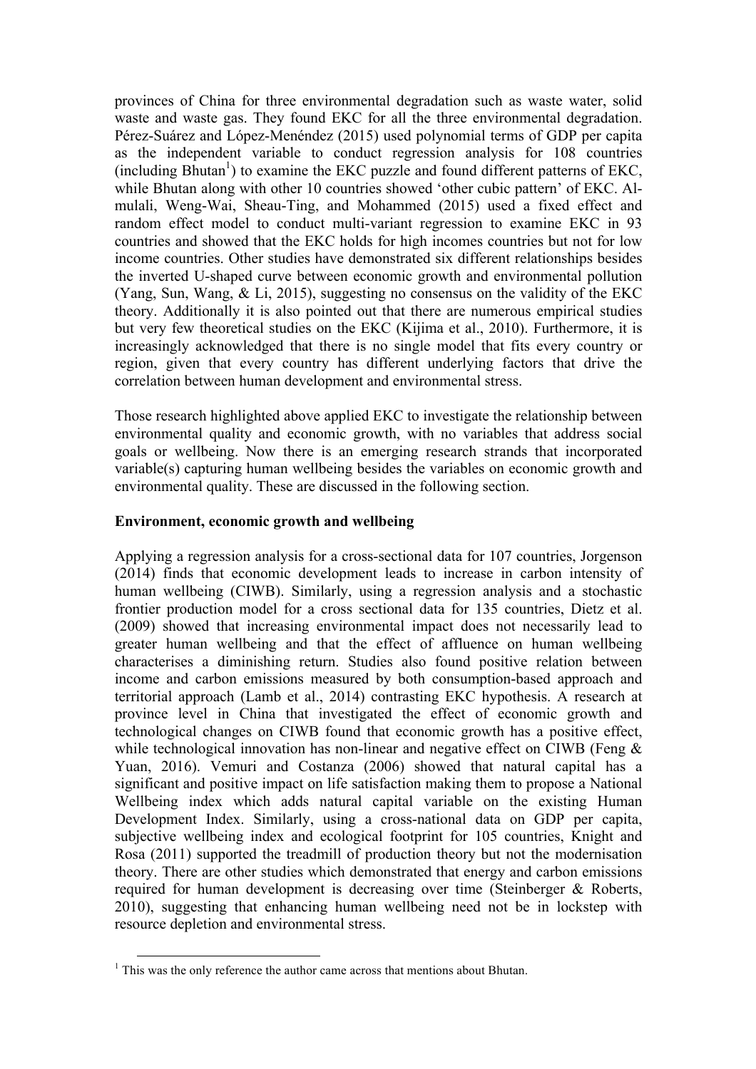provinces of China for three environmental degradation such as waste water, solid waste and waste gas. They found EKC for all the three environmental degradation. Pérez-Suárez and López-Menéndez (2015) used polynomial terms of GDP per capita as the independent variable to conduct regression analysis for 108 countries (including Bhutan[1]) to examine the EKC puzzle and found different patterns of EKC, while Bhutan along with other 10 countries showed 'other cubic pattern' of EKC. Al-mulali, Weng-Wai, Sheau-Ting, and Mohammed (2015) used a fixed effect and random effect model to conduct multi-variant regression to examine EKC in 93 countries and showed that the EKC holds for high incomes countries but not for low income countries. Other studies have demonstrated six different relationships besides the inverted U-shaped curve between economic growth and environmental pollution (Yang, Sun, Wang, & Li, 2015), suggesting no consensus on the validity of the EKC theory. Additionally it is also pointed out that there are numerous empirical studies but very few theoretical studies on the EKC (Kijima et al., 2010). Furthermore, it is increasingly acknowledged that there is no single model that fits every country or region, given that every country has different underlying factors that drive the correlation between human development and environmental stress.

Those research highlighted above applied EKC to investigate the relationship between environmental quality and economic growth, with no variables that address social goals or wellbeing. Now there is an emerging research strands that incorporated variable(s) capturing human wellbeing besides the variables on economic growth and environmental quality. These are discussed in the following section.

**Environment, economic growth and wellbeing**

Applying a regression analysis for a cross-sectional data for 107 countries, Jorgenson (2014) finds that economic development leads to increase in carbon intensity of human wellbeing (CIWB). Similarly, using a regression analysis and a stochastic frontier production model for a cross sectional data for 135 countries, Dietz et al. (2009) showed that increasing environmental impact does not necessarily lead to greater human wellbeing and that the effect of affluence on human wellbeing characterises a diminishing return. Studies also found positive relation between income and carbon emissions measured by both consumption-based approach and territorial approach (Lamb et al., 2014) contrasting EKC hypothesis. A research at province level in China that investigated the effect of economic growth and technological changes on CIWB found that economic growth has a positive effect, while technological innovation has non-linear and negative effect on CIWB (Feng & Yuan, 2016). Vemuri and Costanza (2006) showed that natural capital has a significant and positive impact on life satisfaction making them to propose a National Wellbeing index which adds natural capital variable on the existing Human Development Index. Similarly, using a cross-national data on GDP per capita, subjective wellbeing index and ecological footprint for 105 countries, Knight and Rosa (2011) supported the treadmill of production theory but not the modernisation theory. There are other studies which demonstrated that energy and carbon emissions required for human development is decreasing over time (Steinberger & Roberts, 2010), suggesting that enhancing human wellbeing need not be in lockstep with resource depletion and environmental stress.

[1] This was the only reference the author came across that mentions about Bhutan.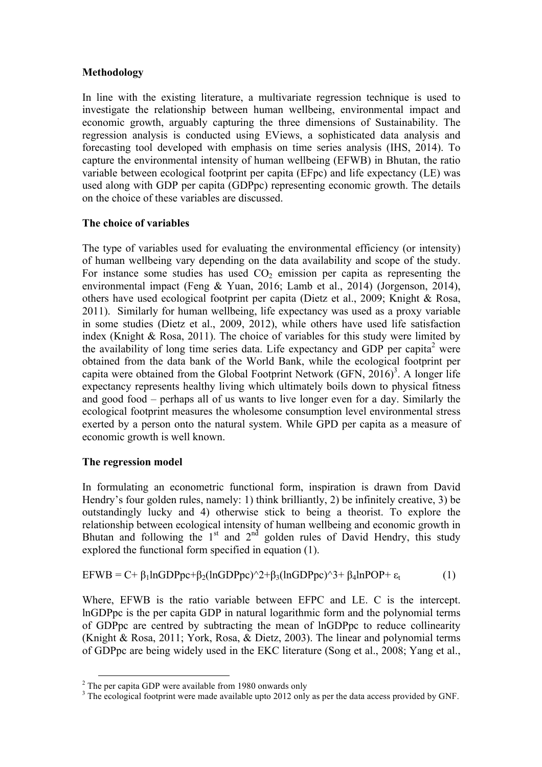**Methodology**

In line with the existing literature, a multivariate regression technique is used to investigate the relationship between human wellbeing, environmental impact and economic growth, arguably capturing the three dimensions of Sustainability. The regression analysis is conducted using EViews, a sophisticated data analysis and forecasting tool developed with emphasis on time series analysis (IHS, 2014). To capture the environmental intensity of human wellbeing (EFWB) in Bhutan, the ratio variable between ecological footprint per capita (EFpc) and life expectancy (LE) was used along with GDP per capita (GDPpc) representing economic growth. The details on the choice of these variables are discussed.

**The choice of variables**

The type of variables used for evaluating the environmental efficiency (or intensity) of human wellbeing vary depending on the data availability and scope of the study. For instance some studies has used $CO_2$ emission per capita as representing the environmental impact (Feng & Yuan, 2016; Lamb et al., 2014) (Jorgenson, 2014), others have used ecological footprint per capita (Dietz et al., 2009; Knight & Rosa, 2011). Similarly for human wellbeing, life expectancy was used as a proxy variable in some studies (Dietz et al., 2009, 2012), while others have used life satisfaction index (Knight & Rosa, 2011). The choice of variables for this study were limited by the availability of long time series data. Life expectancy and GDP per capita[2] were obtained from the data bank of the World Bank, while the ecological footprint per capita were obtained from the Global Footprint Network (GFN, 2016)[3]. A longer life expectancy represents healthy living which ultimately boils down to physical fitness and good food – perhaps all of us wants to live longer even for a day. Similarly the ecological footprint measures the wholesome consumption level environmental stress exerted by a person onto the natural system. While GPD per capita as a measure of economic growth is well known.

**The regression model**

In formulating an econometric functional form, inspiration is drawn from David Hendry's four golden rules, namely: 1) think brilliantly, 2) be infinitely creative, 3) be outstandingly lucky and 4) otherwise stick to being a theorist. To explore the relationship between ecological intensity of human wellbeing and economic growth in Bhutan and following the 1[st] and 2[nd] golden rules of David Hendry, this study explored the functional form specified in equation (1).

$$EFWB = C + \beta_1 \ln GDPpc + \beta_2 (\ln GDPpc)^2 + \beta_3 (\ln GDPpc)^3 + \beta_4 \ln POP + \varepsilon_t \quad (1)$$

Where, EFWB is the ratio variable between EFPC and LE. C is the intercept. lnGDPpc is the per capita GDP in natural logarithmic form and the polynomial terms of GDPpc are centred by subtracting the mean of lnGDPpc to reduce collinearity (Knight & Rosa, 2011; York, Rosa, & Dietz, 2003). The linear and polynomial terms of GDPpc are being widely used in the EKC literature (Song et al., 2008; Yang et al.,

[2] The per capita GDP were available from 1980 onwards only

[3] The ecological footprint were made available upto 2012 only as per the data access provided by GNF.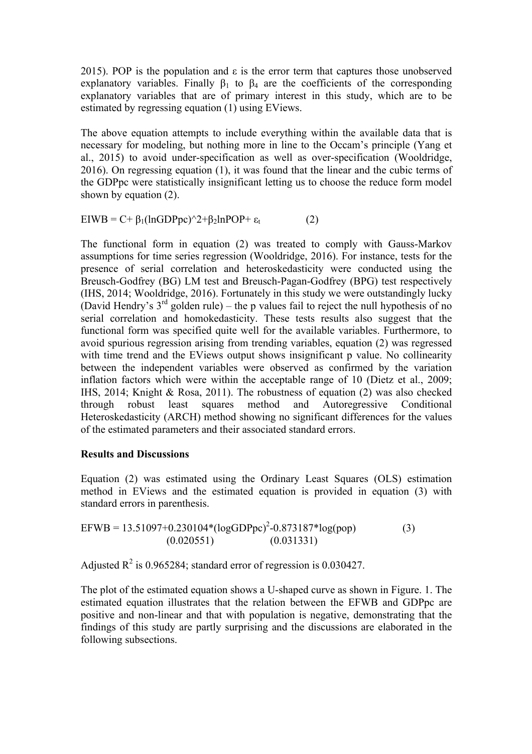2015). POP is the population and $\varepsilon$ is the error term that captures those unobserved explanatory variables. Finally $\beta_1$ to $\beta_4$ are the coefficients of the corresponding explanatory variables that are of primary interest in this study, which are to be estimated by regressing equation (1) using EViews.

The above equation attempts to include everything within the available data that is necessary for modeling, but nothing more in line to the Occam's principle (Yang et al., 2015) to avoid under-specification as well as over-specification (Wooldridge, 2016). On regressing equation (1), it was found that the linear and the cubic terms of the GDPpc were statistically insignificant letting us to choose the reduce form model shown by equation (2).

$$EIWB = C + \beta_1(\ln GDPpc)^{\wedge}2 + \beta_2 \ln POP + \varepsilon_t \qquad (2)$$

The functional form in equation (2) was treated to comply with Gauss-Markov assumptions for time series regression (Wooldridge, 2016). For instance, tests for the presence of serial correlation and heteroskedasticity were conducted using the Breusch-Godfrey (BG) LM test and Breusch-Pagan-Godfrey (BPG) test respectively (IHS, 2014; Wooldridge, 2016). Fortunately in this study we were outstandingly lucky (David Hendry's 3rd golden rule) – the p values fail to reject the null hypothesis of no serial correlation and homokedasticity. These tests results also suggest that the functional form was specified quite well for the available variables. Furthermore, to avoid spurious regression arising from trending variables, equation (2) was regressed with time trend and the EViews output shows insignificant p value. No collinearity between the independent variables were observed as confirmed by the variation inflation factors which were within the acceptable range of 10 (Dietz et al., 2009; IHS, 2014; Knight & Rosa, 2011). The robustness of equation (2) was also checked through robust least squares method and Autoregressive Conditional Heteroskedasticity (ARCH) method showing no significant differences for the values of the estimated parameters and their associated standard errors.

**Results and Discussions**

Equation (2) was estimated using the Ordinary Least Squares (OLS) estimation method in EViews and the estimated equation is provided in equation (3) with standard errors in parenthesis.

$$\underset{}{EFWB} = 13.51097 + \underset{(0.020551)}{0.230104 * (\log GDPpc)^2} - \underset{(0.031331)}{0.873187 * \log(pop)} \qquad (3)$$

Adjusted $R^2$ is 0.965284; standard error of regression is 0.030427.

The plot of the estimated equation shows a U-shaped curve as shown in Figure. 1. The estimated equation illustrates that the relation between the EFWB and GDPpc are positive and non-linear and that with population is negative, demonstrating that the findings of this study are partly surprising and the discussions are elaborated in the following subsections.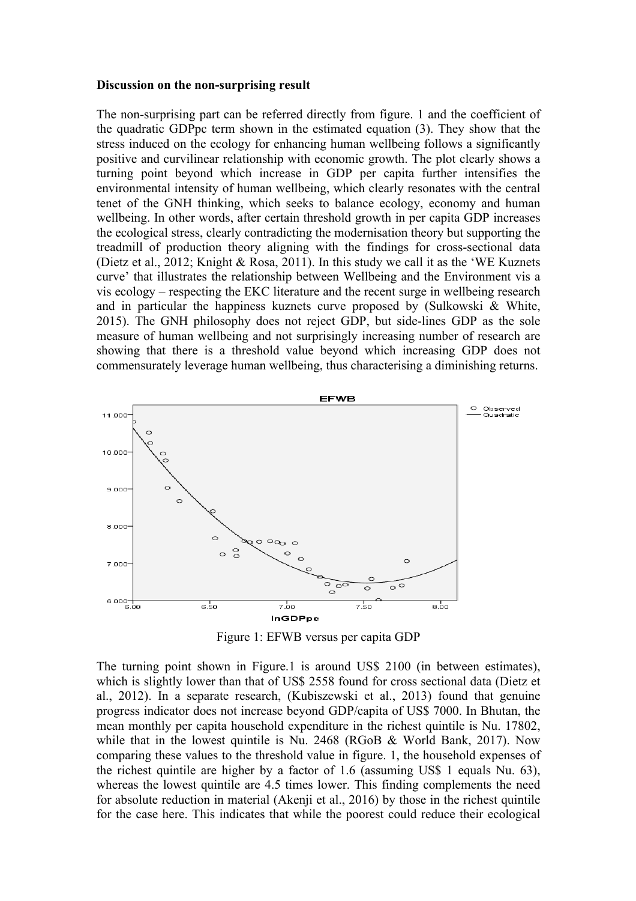**Discussion on the non-surprising result**

The non-surprising part can be referred directly from figure. 1 and the coefficient of the quadratic GDPpc term shown in the estimated equation (3). They show that the stress induced on the ecology for enhancing human wellbeing follows a significantly positive and curvilinear relationship with economic growth. The plot clearly shows a turning point beyond which increase in GDP per capita further intensifies the environmental intensity of human wellbeing, which clearly resonates with the central tenet of the GNH thinking, which seeks to balance ecology, economy and human wellbeing. In other words, after certain threshold growth in per capita GDP increases the ecological stress, clearly contradicting the modernisation theory but supporting the treadmill of production theory aligning with the findings for cross-sectional data (Dietz et al., 2012; Knight & Rosa, 2011). In this study we call it as the 'WE Kuznets curve' that illustrates the relationship between Wellbeing and the Environment vis a vis ecology – respecting the EKC literature and the recent surge in wellbeing research and in particular the happiness kuznets curve proposed by (Sulkowski & White, 2015). The GNH philosophy does not reject GDP, but side-lines GDP as the sole measure of human wellbeing and not surprisingly increasing number of research are showing that there is a threshold value beyond which increasing GDP does not commensurately leverage human wellbeing, thus characterising a diminishing returns.

Figure 1: EFWB versus per capita GDP

The turning point shown in Figure.1 is around US$ 2100 (in between estimates), which is slightly lower than that of US$ 2558 found for cross sectional data (Dietz et al., 2012). In a separate research, (Kubiszewski et al., 2013) found that genuine progress indicator does not increase beyond GDP/capita of US$ 7000. In Bhutan, the mean monthly per capita household expenditure in the richest quintile is Nu. 17802, while that in the lowest quintile is Nu. 2468 (RGoB & World Bank, 2017). Now comparing these values to the threshold value in figure. 1, the household expenses of the richest quintile are higher by a factor of 1.6 (assuming US$ 1 equals Nu. 63), whereas the lowest quintile are 4.5 times lower. This finding complements the need for absolute reduction in material (Akenji et al., 2016) by those in the richest quintile for the case here. This indicates that while the poorest could reduce their ecological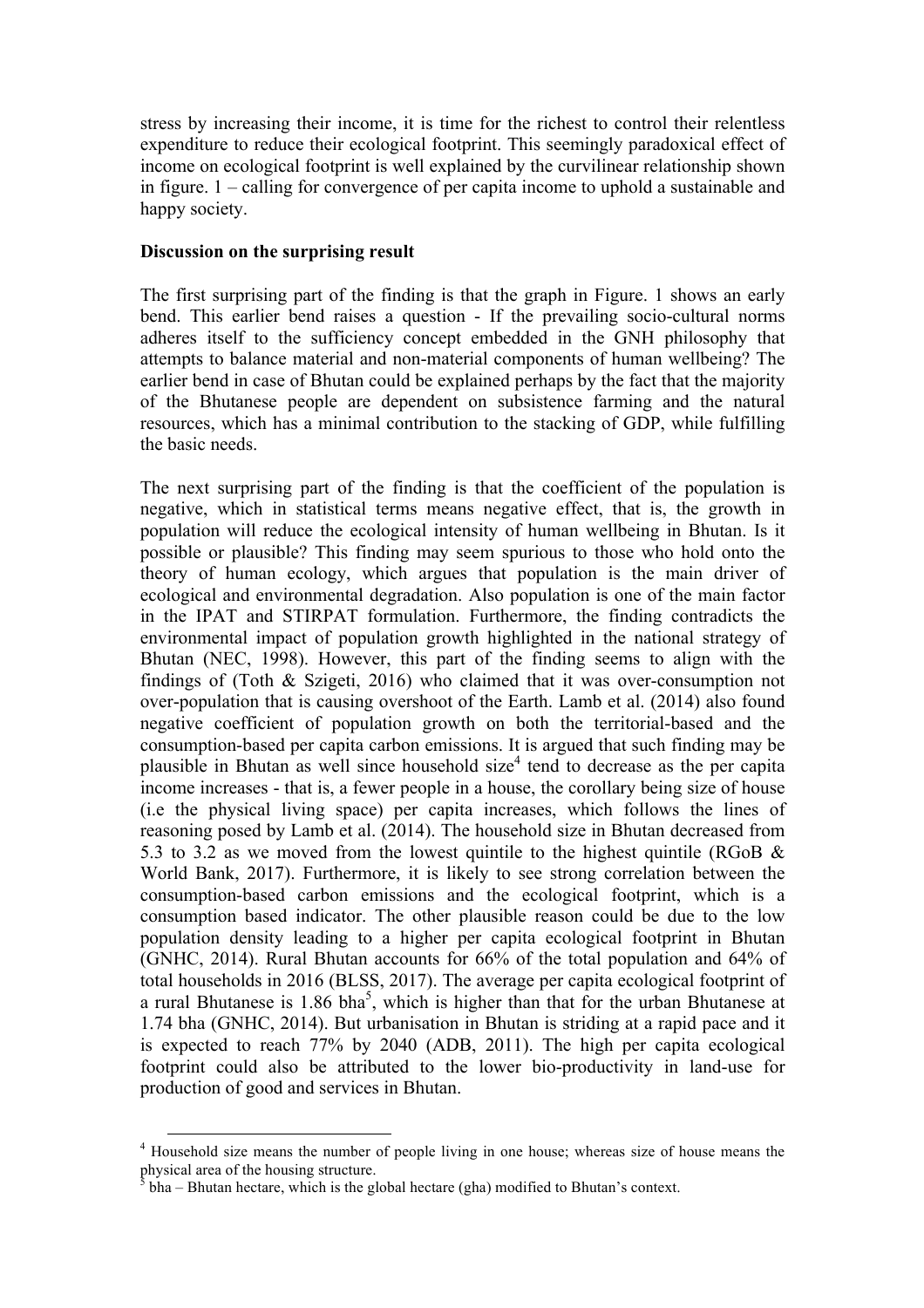stress by increasing their income, it is time for the richest to control their relentless expenditure to reduce their ecological footprint. This seemingly paradoxical effect of income on ecological footprint is well explained by the curvilinear relationship shown in figure. 1 – calling for convergence of per capita income to uphold a sustainable and happy society.

**Discussion on the surprising result**

The first surprising part of the finding is that the graph in Figure. 1 shows an early bend. This earlier bend raises a question - If the prevailing socio-cultural norms adheres itself to the sufficiency concept embedded in the GNH philosophy that attempts to balance material and non-material components of human wellbeing? The earlier bend in case of Bhutan could be explained perhaps by the fact that the majority of the Bhutanese people are dependent on subsistence farming and the natural resources, which has a minimal contribution to the stacking of GDP, while fulfilling the basic needs.

The next surprising part of the finding is that the coefficient of the population is negative, which in statistical terms means negative effect, that is, the growth in population will reduce the ecological intensity of human wellbeing in Bhutan. Is it possible or plausible? This finding may seem spurious to those who hold onto the theory of human ecology, which argues that population is the main driver of ecological and environmental degradation. Also population is one of the main factor in the IPAT and STIRPAT formulation. Furthermore, the finding contradicts the environmental impact of population growth highlighted in the national strategy of Bhutan (NEC, 1998). However, this part of the finding seems to align with the findings of (Toth & Szigeti, 2016) who claimed that it was over-consumption not over-population that is causing overshoot of the Earth. Lamb et al. (2014) also found negative coefficient of population growth on both the territorial-based and the consumption-based per capita carbon emissions. It is argued that such finding may be plausible in Bhutan as well since household size[4] tend to decrease as the per capita income increases - that is, a fewer people in a house, the corollary being size of house (i.e the physical living space) per capita increases, which follows the lines of reasoning posed by Lamb et al. (2014). The household size in Bhutan decreased from 5.3 to 3.2 as we moved from the lowest quintile to the highest quintile (RGoB & World Bank, 2017). Furthermore, it is likely to see strong correlation between the consumption-based carbon emissions and the ecological footprint, which is a consumption based indicator. The other plausible reason could be due to the low population density leading to a higher per capita ecological footprint in Bhutan (GNHC, 2014). Rural Bhutan accounts for 66% of the total population and 64% of total households in 2016 (BLSS, 2017). The average per capita ecological footprint of a rural Bhutanese is 1.86 bha[5], which is higher than that for the urban Bhutanese at 1.74 bha (GNHC, 2014). But urbanisation in Bhutan is striding at a rapid pace and it is expected to reach 77% by 2040 (ADB, 2011). The high per capita ecological footprint could also be attributed to the lower bio-productivity in land-use for production of good and services in Bhutan.

[4] Household size means the number of people living in one house; whereas size of house means the physical area of the housing structure.

[5] bha – Bhutan hectare, which is the global hectare (gha) modified to Bhutan's context.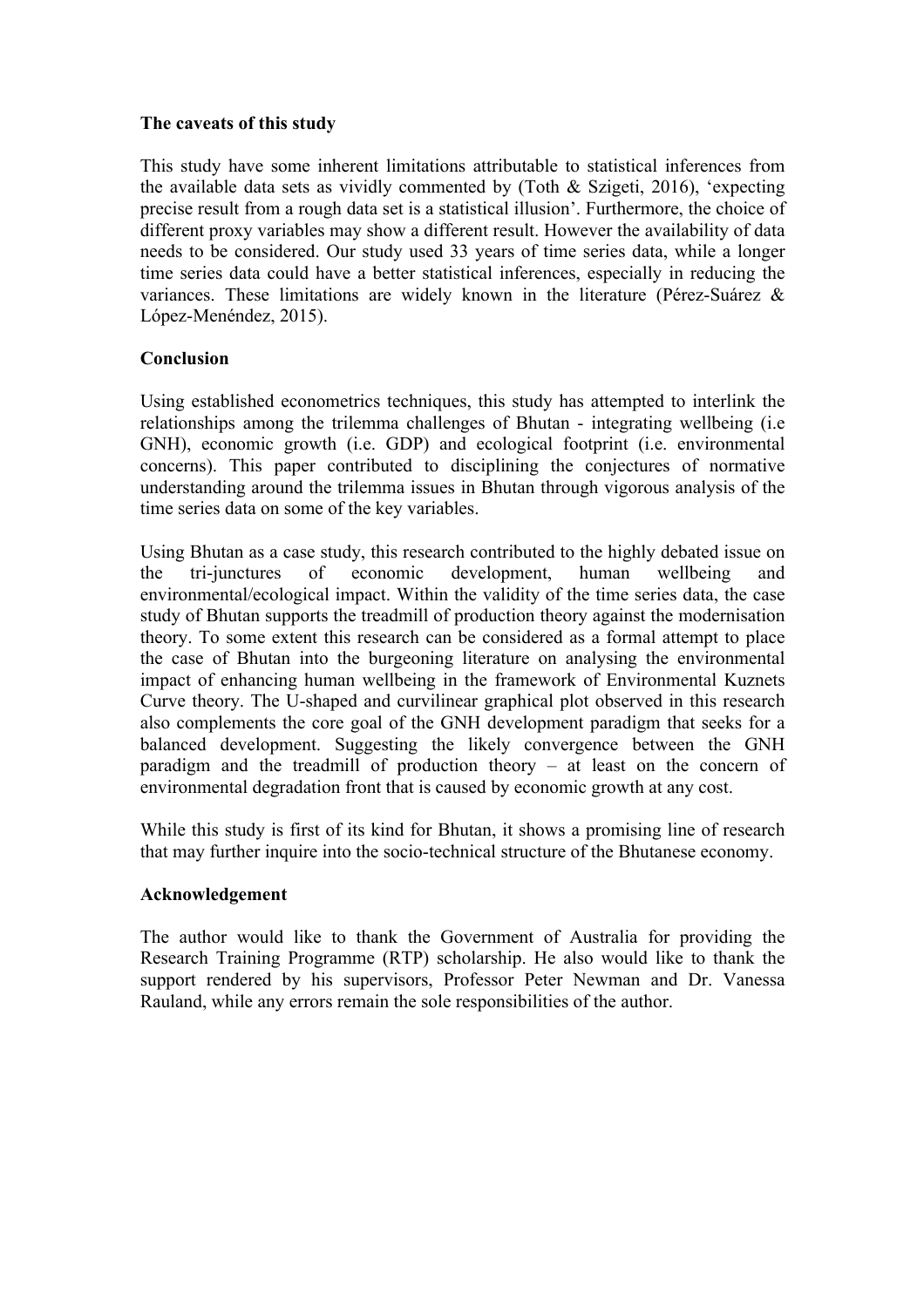### The caveats of this study

This study have some inherent limitations attributable to statistical inferences from the available data sets as vividly commented by (Toth & Szigeti, 2016), 'expecting precise result from a rough data set is a statistical illusion'. Furthermore, the choice of different proxy variables may show a different result. However the availability of data needs to be considered. Our study used 33 years of time series data, while a longer time series data could have a better statistical inferences, especially in reducing the variances. These limitations are widely known in the literature (Pérez-Suárez & López-Menéndez, 2015).

### Conclusion

Using established econometrics techniques, this study has attempted to interlink the relationships among the trilemma challenges of Bhutan - integrating wellbeing (i.e GNH), economic growth (i.e. GDP) and ecological footprint (i.e. environmental concerns). This paper contributed to disciplining the conjectures of normative understanding around the trilemma issues in Bhutan through vigorous analysis of the time series data on some of the key variables.

Using Bhutan as a case study, this research contributed to the highly debated issue on the tri-junctures of economic development, human wellbeing and environmental/ecological impact. Within the validity of the time series data, the case study of Bhutan supports the treadmill of production theory against the modernisation theory. To some extent this research can be considered as a formal attempt to place the case of Bhutan into the burgeoning literature on analysing the environmental impact of enhancing human wellbeing in the framework of Environmental Kuznets Curve theory. The U-shaped and curvilinear graphical plot observed in this research also complements the core goal of the GNH development paradigm that seeks for a balanced development. Suggesting the likely convergence between the GNH paradigm and the treadmill of production theory – at least on the concern of environmental degradation front that is caused by economic growth at any cost.

While this study is first of its kind for Bhutan, it shows a promising line of research that may further inquire into the socio-technical structure of the Bhutanese economy.

### Acknowledgement

The author would like to thank the Government of Australia for providing the Research Training Programme (RTP) scholarship. He also would like to thank the support rendered by his supervisors, Professor Peter Newman and Dr. Vanessa Rauland, while any errors remain the sole responsibilities of the author.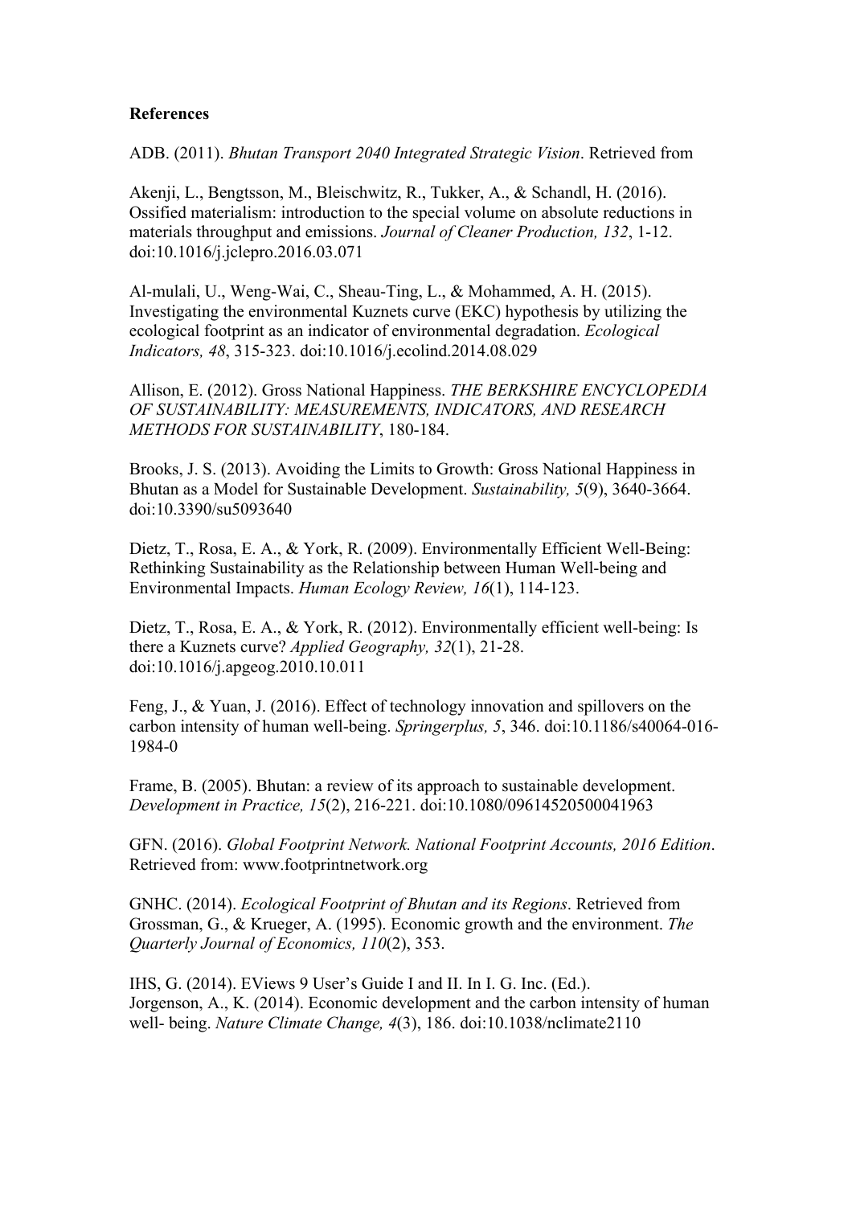**References**

ADB. (2011). *Bhutan Transport 2040 Integrated Strategic Vision*. Retrieved from

Akenji, L., Bengtsson, M., Bleischwitz, R., Tukker, A., & Schandl, H. (2016). Ossified materialism: introduction to the special volume on absolute reductions in materials throughput and emissions. *Journal of Cleaner Production, 132*, 1-12. doi:10.1016/j.jclepro.2016.03.071

Al-mulali, U., Weng-Wai, C., Sheau-Ting, L., & Mohammed, A. H. (2015). Investigating the environmental Kuznets curve (EKC) hypothesis by utilizing the ecological footprint as an indicator of environmental degradation. *Ecological Indicators, 48*, 315-323. doi:10.1016/j.ecolind.2014.08.029

Allison, E. (2012). Gross National Happiness. *THE BERKSHIRE ENCYCLOPEDIA OF SUSTAINABILITY: MEASUREMENTS, INDICATORS, AND RESEARCH METHODS FOR SUSTAINABILITY*, 180-184.

Brooks, J. S. (2013). Avoiding the Limits to Growth: Gross National Happiness in Bhutan as a Model for Sustainable Development. *Sustainability, 5*(9), 3640-3664. doi:10.3390/su5093640

Dietz, T., Rosa, E. A., & York, R. (2009). Environmentally Efficient Well-Being: Rethinking Sustainability as the Relationship between Human Well-being and Environmental Impacts. *Human Ecology Review, 16*(1), 114-123.

Dietz, T., Rosa, E. A., & York, R. (2012). Environmentally efficient well-being: Is there a Kuznets curve? *Applied Geography, 32*(1), 21-28. doi:10.1016/j.apgeog.2010.10.011

Feng, J., & Yuan, J. (2016). Effect of technology innovation and spillovers on the carbon intensity of human well-being. *Springerplus, 5*, 346. doi:10.1186/s40064-016-1984-0

Frame, B. (2005). Bhutan: a review of its approach to sustainable development. *Development in Practice, 15*(2), 216-221. doi:10.1080/09614520500041963

GFN. (2016). *Global Footprint Network. National Footprint Accounts, 2016 Edition*. Retrieved from: www.footprintnetwork.org

GNHC. (2014). *Ecological Footprint of Bhutan and its Regions*. Retrieved from Grossman, G., & Krueger, A. (1995). Economic growth and the environment. *The Quarterly Journal of Economics, 110*(2), 353.

IHS, G. (2014). EViews 9 User's Guide I and II. In I. G. Inc. (Ed.). Jorgenson, A., K. (2014). Economic development and the carbon intensity of human well- being. *Nature Climate Change, 4*(3), 186. doi:10.1038/nclimate2110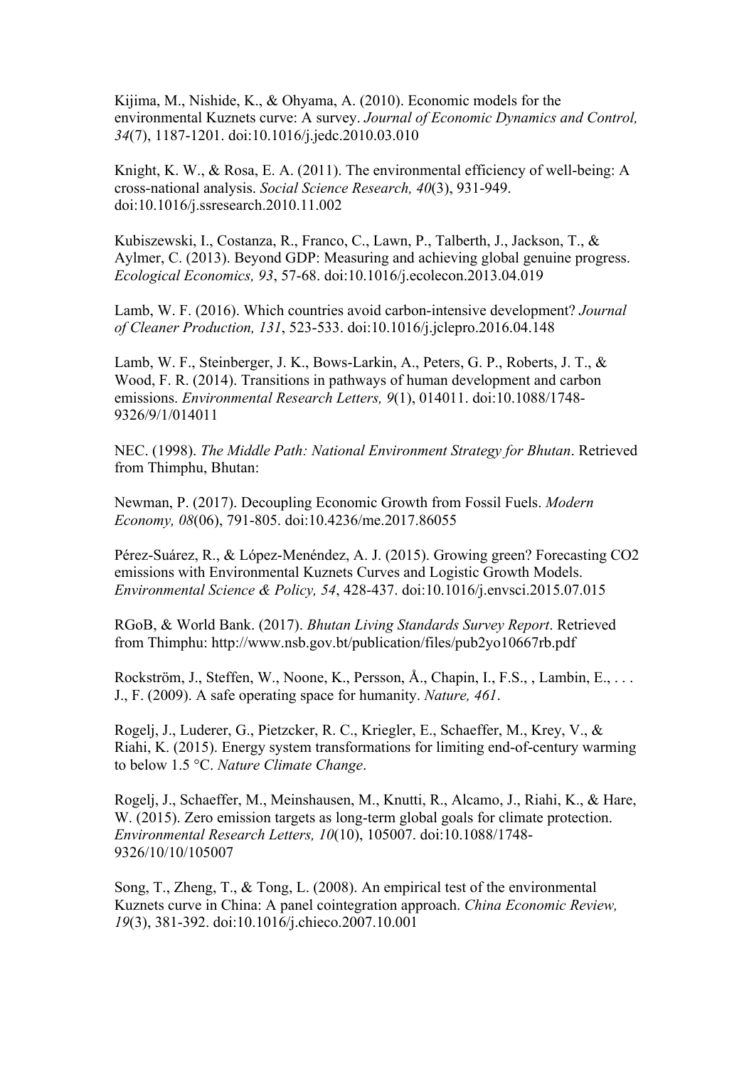Kijima, M., Nishide, K., & Ohyama, A. (2010). Economic models for the environmental Kuznets curve: A survey. *Journal of Economic Dynamics and Control, 34*(7), 1187-1201. doi:10.1016/j.jedc.2010.03.010

Knight, K. W., & Rosa, E. A. (2011). The environmental efficiency of well-being: A cross-national analysis. *Social Science Research, 40*(3), 931-949. doi:10.1016/j.ssresearch.2010.11.002

Kubiszewski, I., Costanza, R., Franco, C., Lawn, P., Talberth, J., Jackson, T., & Aylmer, C. (2013). Beyond GDP: Measuring and achieving global genuine progress. *Ecological Economics, 93*, 57-68. doi:10.1016/j.ecolecon.2013.04.019

Lamb, W. F. (2016). Which countries avoid carbon-intensive development? *Journal of Cleaner Production, 131*, 523-533. doi:10.1016/j.jclepro.2016.04.148

Lamb, W. F., Steinberger, J. K., Bows-Larkin, A., Peters, G. P., Roberts, J. T., & Wood, F. R. (2014). Transitions in pathways of human development and carbon emissions. *Environmental Research Letters, 9*(1), 014011. doi:10.1088/1748-9326/9/1/014011

NEC. (1998). *The Middle Path: National Environment Strategy for Bhutan*. Retrieved from Thimphu, Bhutan:

Newman, P. (2017). Decoupling Economic Growth from Fossil Fuels. *Modern Economy, 08*(06), 791-805. doi:10.4236/me.2017.86055

Pérez-Suárez, R., & López-Menéndez, A. J. (2015). Growing green? Forecasting CO2 emissions with Environmental Kuznets Curves and Logistic Growth Models. *Environmental Science & Policy, 54*, 428-437. doi:10.1016/j.envsci.2015.07.015

RGoB, & World Bank. (2017). *Bhutan Living Standards Survey Report*. Retrieved from Thimphu: http://www.nsb.gov.bt/publication/files/pub2yo10667rb.pdf

Rockström, J., Steffen, W., Noone, K., Persson, Å., Chapin, I., F.S., , Lambin, E., . . . J., F. (2009). A safe operating space for humanity. *Nature, 461*.

Rogelj, J., Luderer, G., Pietzcker, R. C., Kriegler, E., Schaeffer, M., Krey, V., & Riahi, K. (2015). Energy system transformations for limiting end-of-century warming to below 1.5 °C. *Nature Climate Change*.

Rogelj, J., Schaeffer, M., Meinshausen, M., Knutti, R., Alcamo, J., Riahi, K., & Hare, W. (2015). Zero emission targets as long-term global goals for climate protection. *Environmental Research Letters, 10*(10), 105007. doi:10.1088/1748-9326/10/10/105007

Song, T., Zheng, T., & Tong, L. (2008). An empirical test of the environmental Kuznets curve in China: A panel cointegration approach. *China Economic Review, 19*(3), 381-392. doi:10.1016/j.chieco.2007.10.001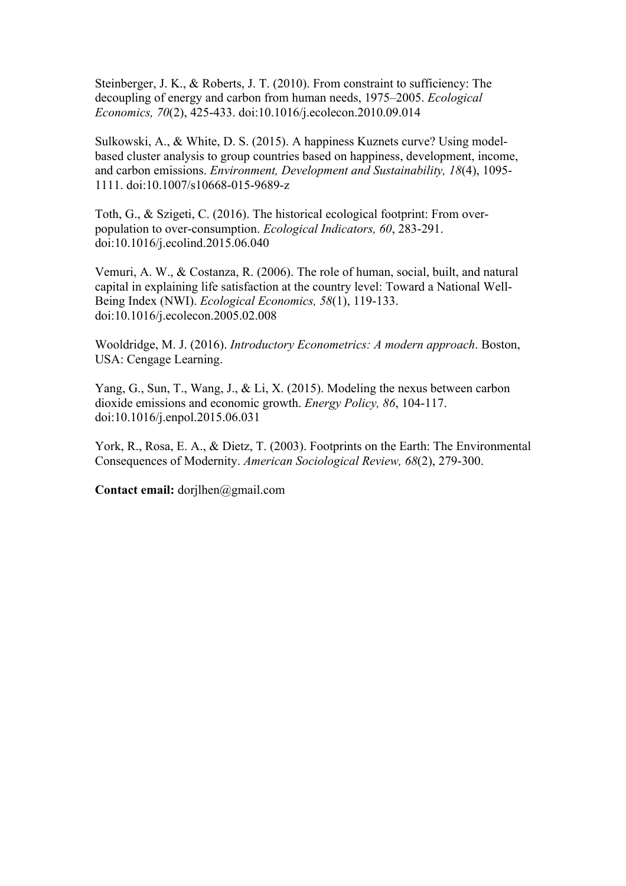Steinberger, J. K., & Roberts, J. T. (2010). From constraint to sufficiency: The decoupling of energy and carbon from human needs, 1975–2005. *Ecological Economics, 70*(2), 425-433. doi:10.1016/j.ecolecon.2010.09.014

Sulkowski, A., & White, D. S. (2015). A happiness Kuznets curve? Using model-based cluster analysis to group countries based on happiness, development, income, and carbon emissions. *Environment, Development and Sustainability, 18*(4), 1095-1111. doi:10.1007/s10668-015-9689-z

Toth, G., & Szigeti, C. (2016). The historical ecological footprint: From over-population to over-consumption. *Ecological Indicators, 60*, 283-291. doi:10.1016/j.ecolind.2015.06.040

Vemuri, A. W., & Costanza, R. (2006). The role of human, social, built, and natural capital in explaining life satisfaction at the country level: Toward a National Well-Being Index (NWI). *Ecological Economics, 58*(1), 119-133. doi:10.1016/j.ecolecon.2005.02.008

Wooldridge, M. J. (2016). *Introductory Econometrics: A modern approach*. Boston, USA: Cengage Learning.

Yang, G., Sun, T., Wang, J., & Li, X. (2015). Modeling the nexus between carbon dioxide emissions and economic growth. *Energy Policy, 86*, 104-117. doi:10.1016/j.enpol.2015.06.031

York, R., Rosa, E. A., & Dietz, T. (2003). Footprints on the Earth: The Environmental Consequences of Modernity. *American Sociological Review, 68*(2), 279-300.

**Contact email:** dorjlhen@gmail.com